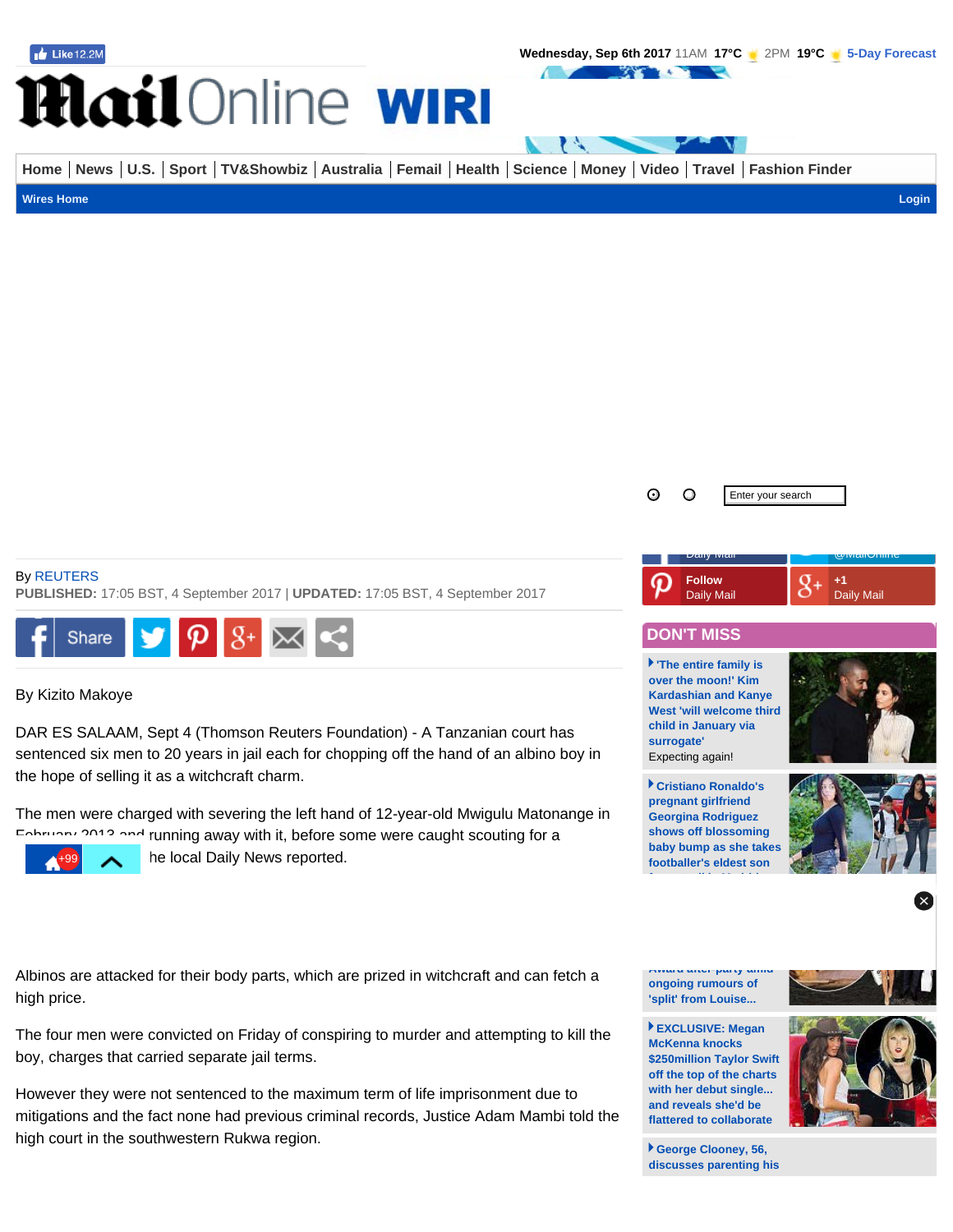By REUTERS

**PUBLISHED:** 17:05 BST, 4 September 2017 | **UPDATED:** 17:05 BST, 4 September 2017

By Kizito Makoye

DAR ES SALAAM, Sept 4 (Thomson Reuters Foundation) - A Tanzanian court has sentenced six men to 20 years in jail each for chopping off the hand of an albino boy in the hope of selling it as a witchcraft charm.

The men were charged with severing the left hand of 12-year-old Mwigulu Matonange in February 2013 and running away with it, before some were caught scouting for a ... he local Daily News reported.

Albinos are attacked for their body parts, which are prized in witchcraft and can fetch a high price.

The four men were convicted on Friday of conspiring to murder and attempting to kill the boy, charges that carried separate jail terms.

However they were not sentenced to the maximum term of life imprisonment due to mitigations and the fact none had previous criminal records, Justice Adam Mambi told the high court in the southwestern Rukwa region.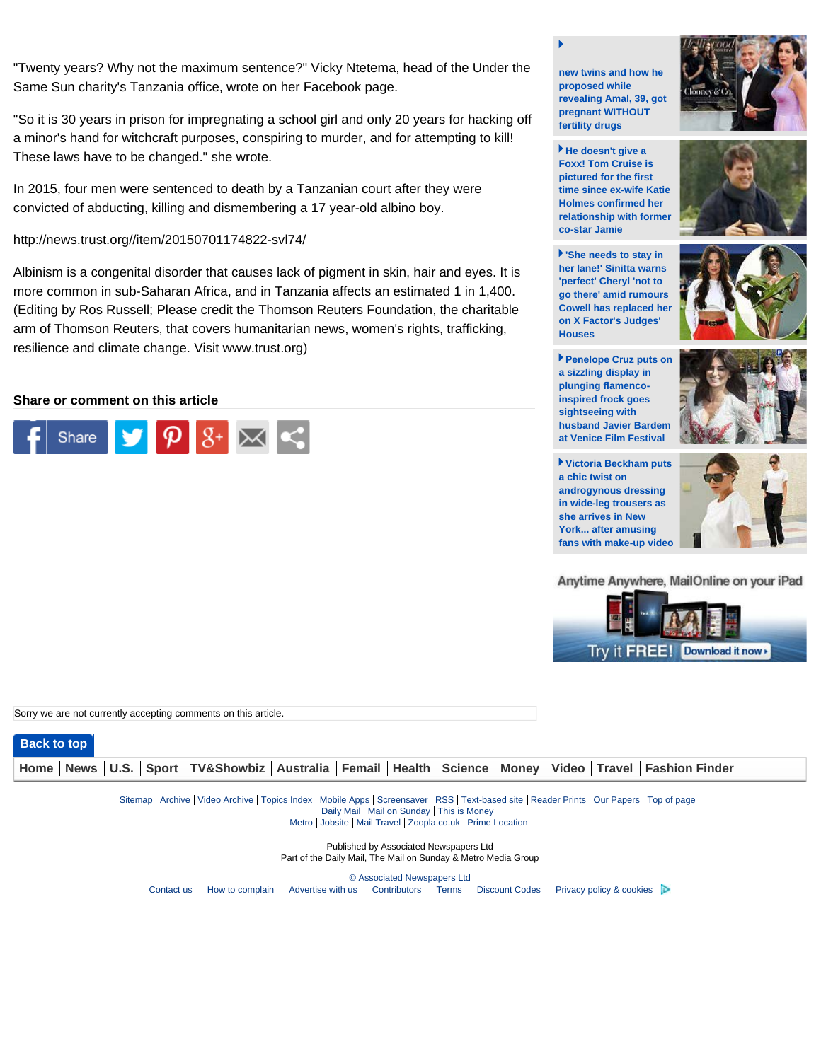"Twenty years? Why not the maximum sentence?" Vicky Ntetema, head of the Under the Same Sun charity's Tanzania office, wrote on her Facebook page.

"So it is 30 years in prison for impregnating a school girl and only 20 years for hacking off a minor's hand for witchcraft purposes, conspiring to murder, and for attempting to kill! These laws have to be changed." she wrote.

In 2015, four men were sentenced to death by a Tanzanian court after they were convicted of abducting, killing and dismembering a 17 year-old albino boy.

http://news.trust.org//item/20150701174822-svl74/

Albinism is a congenital disorder that causes lack of pigment in skin, hair and eyes. It is more common in sub-Saharan Africa, and in Tanzania affects an estimated 1 in 1,400. (Editing by Ros Russell; Please credit the Thomson Reuters Foundation, the charitable arm of Thomson Reuters, that covers humanitarian news, women's rights, trafficking, resilience and climate change. Visit www.trust.org)

### Share or comment on this article

Share

Sorry we are not currently accepting comments on this article.

new twins and how he proposed while revealing Amal, 39, got pregnant WITHOUT fertility drugs

He doesn't give a Foxx! Tom Cruise is pictured for the first time since ex-wife Katie Holmes confirmed her relationship with former co-star Jamie

'She needs to stay in her lane!' Sinitta warns 'perfect' Cheryl 'not to go there' amid rumours Cowell has replaced her on X Factor's Judges' Houses

Penelope Cruz puts on a sizzling display in plunging flamenco-inspired frock goes sightseeing with husband Javier Bardem at Venice Film Festival

Victoria Beckham puts a chic twist on androgynous dressing in wide-leg trousers as she arrives in New York... after amusing fans with make-up video

Anytime Anywhere, MailOnline on your iPad

Try it FREE! Download it now

Back to top

Home | News | U.S. | Sport | TV&Showbiz | Australia | Femail | Health | Science | Money | Video | Travel | Fashion Finder

Sitemap | Archive | Video Archive | Topics Index | Mobile Apps | Screensaver | RSS | Text-based site | Reader Prints | Our Papers | Top of page
Daily Mail | Mail on Sunday | This is Money
Metro | Jobsite | Mail Travel | Zoopla.co.uk | Prime Location

Published by Associated Newspapers Ltd
Part of the Daily Mail, The Mail on Sunday & Metro Media Group

© Associated Newspapers Ltd

Contact us | How to complain | Advertise with us | Contributors | Terms | Discount Codes | Privacy policy & cookies